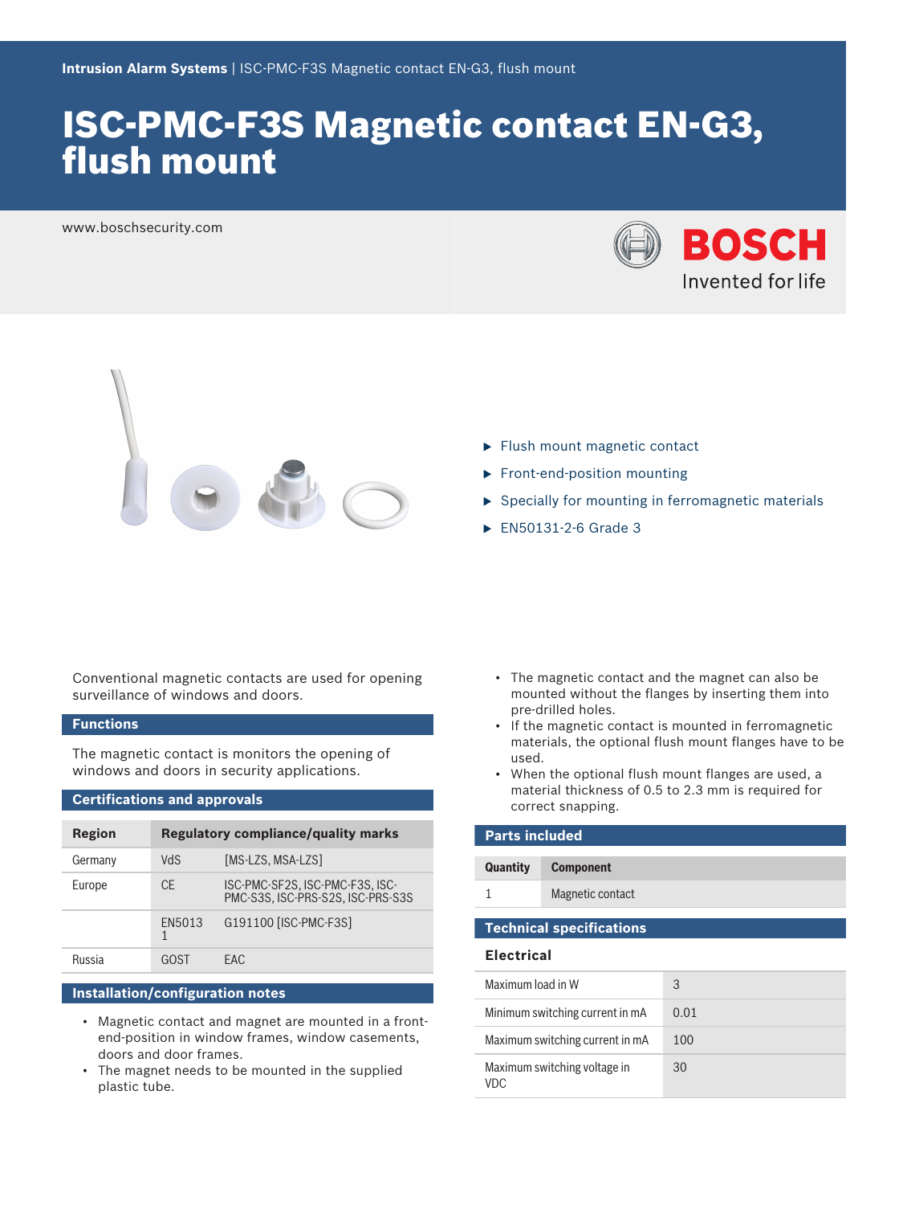**Intrusion Alarm Systems** | ISC-PMC-F3S Magnetic contact EN-G3, flush mount

# ISC-PMC-F3S Magnetic contact EN-G3, flush mount

www.boschsecurity.com

BOSCH
Invented for life

- Flush mount magnetic contact
- Front-end-position mounting
- Specially for mounting in ferromagnetic materials
- EN50131-2-6 Grade 3

Conventional magnetic contacts are used for opening surveillance of windows and doors.

## Functions

The magnetic contact is monitors the opening of windows and doors in security applications.

## Certifications and approvals

| Region | Regulatory compliance/quality marks | |
|---|---|---|
| Germany | VdS | [MS-LZS, MSA-LZS] |
| Europe | CE | ISC-PMC-SF2S, ISC-PMC-F3S, ISC-PMC-S3S, ISC-PRS-S2S, ISC-PRS-S3S |
| | EN50131 | G191100 [ISC-PMC-F3S] |
| Russia | GOST | EAC |

## Installation/configuration notes

- Magnetic contact and magnet are mounted in a front-end-position in window frames, window casements, doors and door frames.
- The magnet needs to be mounted in the supplied plastic tube.
- The magnetic contact and the magnet can also be mounted without the flanges by inserting them into pre-drilled holes.
- If the magnetic contact is mounted in ferromagnetic materials, the optional flush mount flanges have to be used.
- When the optional flush mount flanges are used, a material thickness of 0.5 to 2.3 mm is required for correct snapping.

## Parts included

| Quantity | Component |
|---|---|
| 1 | Magnetic contact |

## Technical specifications

### Electrical

| | |
|---|---|
| Maximum load in W | 3 |
| Minimum switching current in mA | 0.01 |
| Maximum switching current in mA | 100 |
| Maximum switching voltage in VDC | 30 |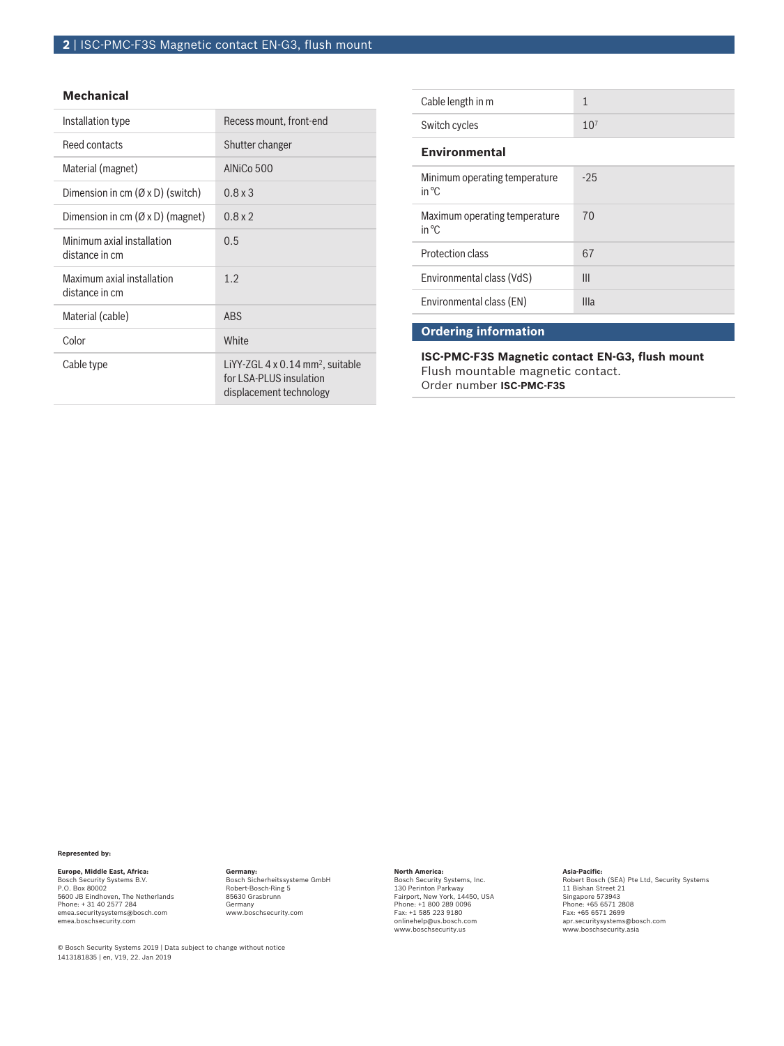### Mechanical

| | |
|---|---|
| Installation type | Recess mount, front-end |
| Reed contacts | Shutter changer |
| Material (magnet) | AlNiCo 500 |
| Dimension in cm (Ø x D) (switch) | 0.8 x 3 |
| Dimension in cm (Ø x D) (magnet) | 0.8 x 2 |
| Minimum axial installation distance in cm | 0.5 |
| Maximum axial installation distance in cm | 1.2 |
| Material (cable) | ABS |
| Color | White |
| Cable type | LiYY-ZGL 4 x 0.14 $mm^2$, suitable for LSA-PLUS insulation displacement technology |
| Cable length in m | 1 |
| Switch cycles | $10^7$ |

### Environmental

| | |
|---|---|
| Minimum operating temperature in °C | -25 |
| Maximum operating temperature in °C | 70 |
| Protection class | 67 |
| Environmental class (VdS) | III |
| Environmental class (EN) | IIIa |

## Ordering information

**ISC-PMC-F3S Magnetic contact EN-G3, flush mount**
Flush mountable magnetic contact.
Order number **ISC-PMC-F3S**

**Represented by:**

**Europe, Middle East, Africa:**
Bosch Security Systems B.V.
P.O. Box 80002
5600 JB Eindhoven, The Netherlands
Phone: + 31 40 2577 284
emea.securitysystems@bosch.com
emea.boschsecurity.com

**Germany:**
Bosch Sicherheitssysteme GmbH
Robert-Bosch-Ring 5
85630 Grasbrunn
Germany
www.boschsecurity.com

**North America:**
Bosch Security Systems, Inc.
130 Perinton Parkway
Fairport, New York, 14450, USA
Phone: +1 800 289 0096
Fax: +1 585 223 9180
onlinehelp@us.bosch.com
www.boschsecurity.us

**Asia-Pacific:**
Robert Bosch (SEA) Pte Ltd, Security Systems
11 Bishan Street 21
Singapore 573943
Phone: +65 6571 2808
Fax: +65 6571 2699
apr.securitysystems@bosch.com
www.boschsecurity.asia

© Bosch Security Systems 2019 | Data subject to change without notice
1413181835 | en, V19, 22. Jan 2019